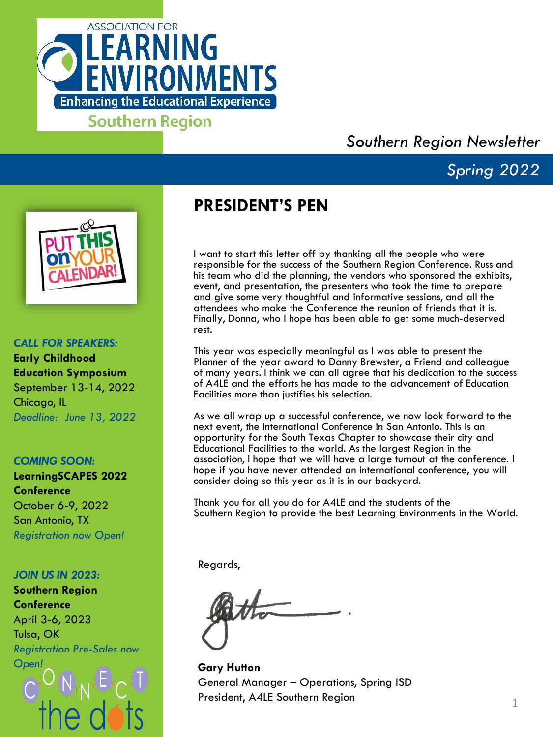ASSOCIATION FOR LEARNING ENVIRONMENTS

Enhancing the Educational Experience

Southern Region

*Southern Region Newsletter*

*Spring 2022*

PUT THIS on YOUR CALENDAR!

***CALL FOR SPEAKERS:***

**Early Childhood Education Symposium**

September 13-14, 2022

Chicago, IL

*Deadline: June 13, 2022*

***COMING SOON:***

**LearningSCAPES 2022 Conference**

October 6-9, 2022

San Antonio, TX

*Registration now Open!*

***JOIN US IN 2023:***

**Southern Region Conference**

April 3-6, 2023

Tulsa, OK

*Registration Pre-Sales now Open!*

CONNECT the dots

## PRESIDENT'S PEN

I want to start this letter off by thanking all the people who were responsible for the success of the Southern Region Conference. Russ and his team who did the planning, the vendors who sponsored the exhibits, event, and presentation, the presenters who took the time to prepare and give some very thoughtful and informative sessions, and all the attendees who make the Conference the reunion of friends that it is. Finally, Donna, who I hope has been able to get some much-deserved rest.

This year was especially meaningful as I was able to present the Planner of the year award to Danny Brewster, a Friend and colleague of many years. I think we can all agree that his dedication to the success of A4LE and the efforts he has made to the advancement of Education Facilities more than justifies his selection.

As we all wrap up a successful conference, we now look forward to the next event, the International Conference in San Antonio. This is an opportunity for the South Texas Chapter to showcase their city and Educational Facilities to the world. As the largest Region in the association, I hope that we will have a large turnout at the conference. I hope if you have never attended an international conference, you will consider doing so this year as it is in our backyard.

Thank you for all you do for A4LE and the students of the Southern Region to provide the best Learning Environments in the World.

Regards,

**Gary Hutton**

General Manager – Operations, Spring ISD

President, A4LE Southern Region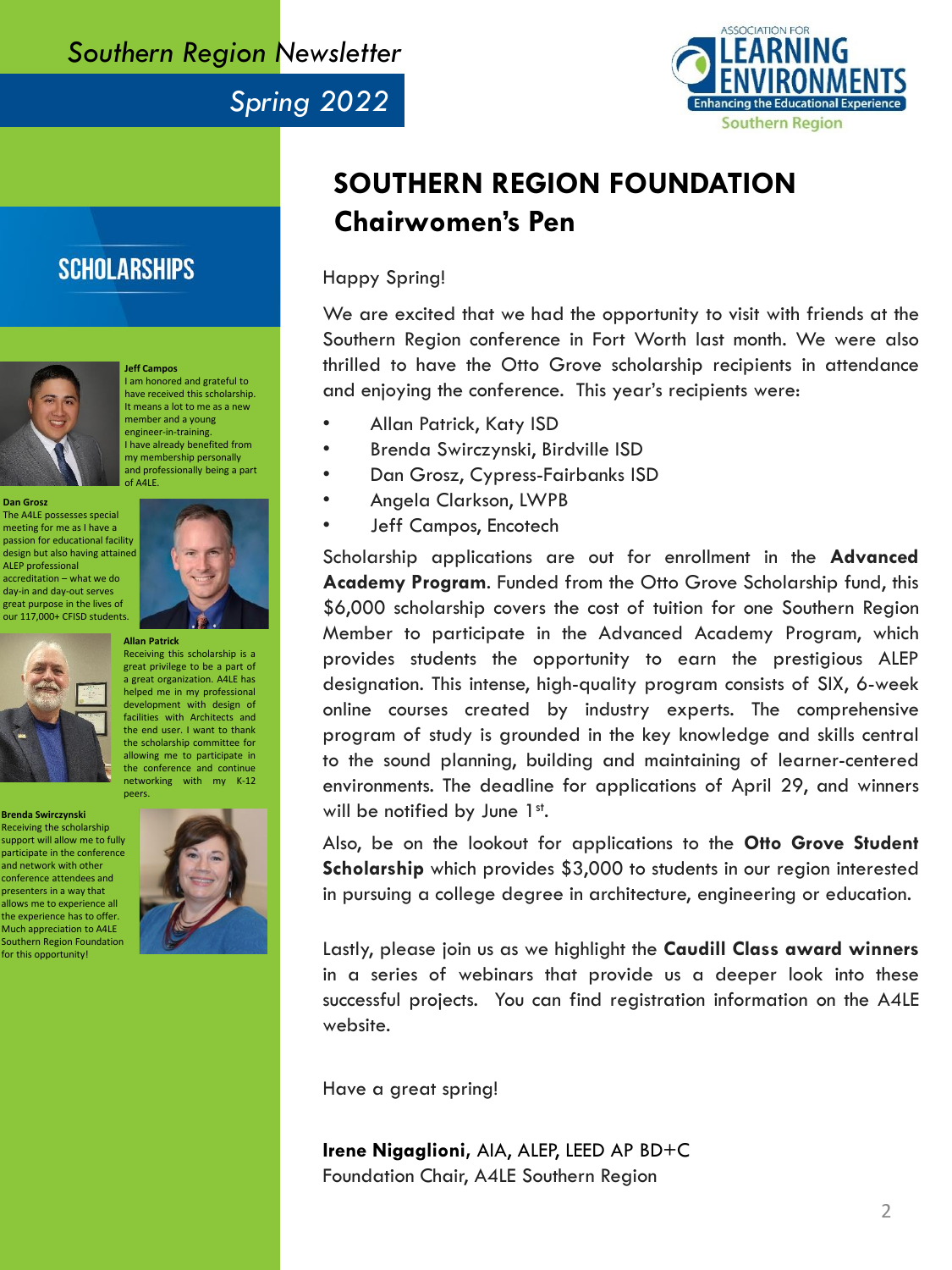Southern Region Newsletter

Spring 2022

## SCHOLARSHIPS

**Jeff Campos**
I am honored and grateful to have received this scholarship. It means a lot to me as a new member and a young engineer-in-training. I have already benefited from my membership personally and professionally being a part of A4LE.

**Dan Grosz**
The A4LE possesses special meeting for me as I have a passion for educational facility design but also having attained ALEP professional accreditation – what we do day-in and day-out serves great purpose in the lives of our 117,000+ CFISD students.

**Allan Patrick**
Receiving this scholarship is a great privilege to be a part of a great organization. A4LE has helped me in my professional development with design of facilities with Architects and the end user. I want to thank the scholarship committee for allowing me to participate in the conference and continue networking with my K-12 peers.

**Brenda Swirczynski**
Receiving the scholarship support will allow me to fully participate in the conference and network with other conference attendees and presenters in a way that allows me to experience all the experience has to offer. Much appreciation to A4LE Southern Region Foundation for this opportunity!

# SOUTHERN REGION FOUNDATION
## Chairwomen's Pen

Happy Spring!

We are excited that we had the opportunity to visit with friends at the Southern Region conference in Fort Worth last month. We were also thrilled to have the Otto Grove scholarship recipients in attendance and enjoying the conference. This year's recipients were:

- Allan Patrick, Katy ISD
- Brenda Swirczynski, Birdville ISD
- Dan Grosz, Cypress-Fairbanks ISD
- Angela Clarkson, LWPB
- Jeff Campos, Encotech

Scholarship applications are out for enrollment in the **Advanced Academy Program**. Funded from the Otto Grove Scholarship fund, this $6,000 scholarship covers the cost of tuition for one Southern Region Member to participate in the Advanced Academy Program, which provides students the opportunity to earn the prestigious ALEP designation. This intense, high-quality program consists of SIX, 6-week online courses created by industry experts. The comprehensive program of study is grounded in the key knowledge and skills central to the sound planning, building and maintaining of learner-centered environments. The deadline for applications of April 29, and winners will be notified by June 1st.

Also, be on the lookout for applications to the **Otto Grove Student Scholarship** which provides $3,000 to students in our region interested in pursuing a college degree in architecture, engineering or education.

Lastly, please join us as we highlight the **Caudill Class award winners** in a series of webinars that provide us a deeper look into these successful projects. You can find registration information on the A4LE website.

Have a great spring!

**Irene Nigaglioni**, AIA, ALEP, LEED AP BD+C
Foundation Chair, A4LE Southern Region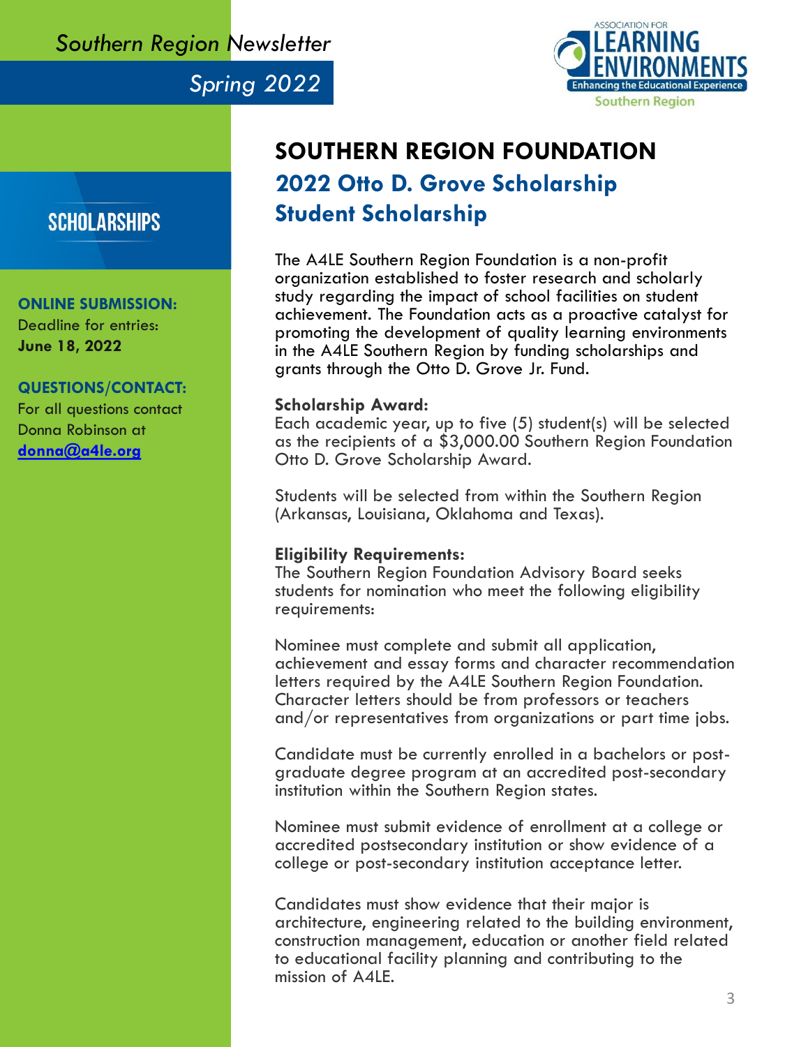# SOUTHERN REGION FOUNDATION

## 2022 Otto D. Grove Scholarship

## Student Scholarship

**SCHOLARSHIPS**

**ONLINE SUBMISSION:**
Deadline for entries:
**June 18, 2022**

**QUESTIONS/CONTACT:**
For all questions contact Donna Robinson at
**donna@a4le.org**

The A4LE Southern Region Foundation is a non-profit organization established to foster research and scholarly study regarding the impact of school facilities on student achievement. The Foundation acts as a proactive catalyst for promoting the development of quality learning environments in the A4LE Southern Region by funding scholarships and grants through the Otto D. Grove Jr. Fund.

**Scholarship Award:**
Each academic year, up to five (5) student(s) will be selected as the recipients of a $3,000.00 Southern Region Foundation Otto D. Grove Scholarship Award.

Students will be selected from within the Southern Region (Arkansas, Louisiana, Oklahoma and Texas).

**Eligibility Requirements:**
The Southern Region Foundation Advisory Board seeks students for nomination who meet the following eligibility requirements:

Nominee must complete and submit all application, achievement and essay forms and character recommendation letters required by the A4LE Southern Region Foundation. Character letters should be from professors or teachers and/or representatives from organizations or part time jobs.

Candidate must be currently enrolled in a bachelors or post-graduate degree program at an accredited post-secondary institution within the Southern Region states.

Nominee must submit evidence of enrollment at a college or accredited postsecondary institution or show evidence of a college or post-secondary institution acceptance letter.

Candidates must show evidence that their major is architecture, engineering related to the building environment, construction management, education or another field related to educational facility planning and contributing to the mission of A4LE.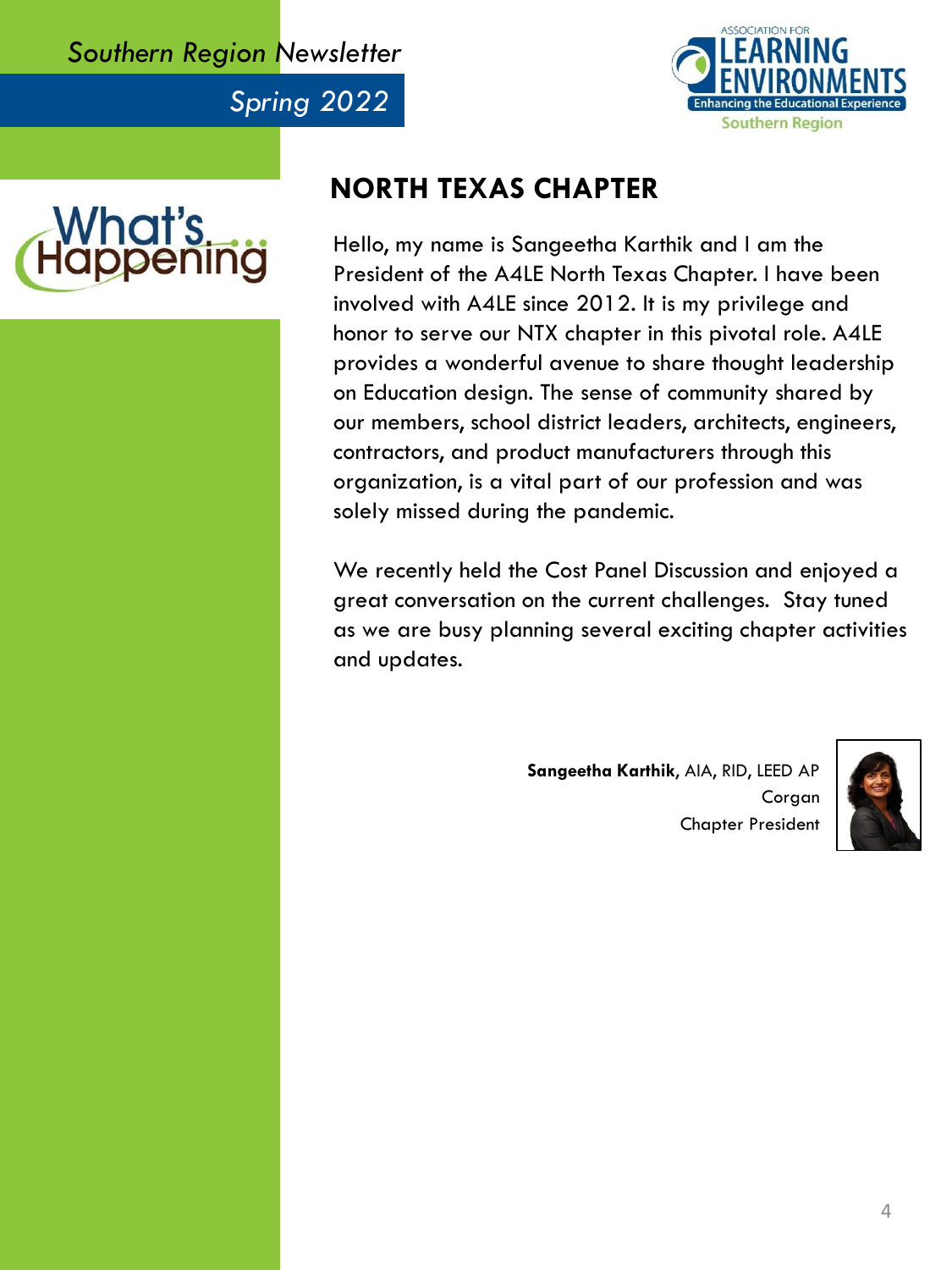## NORTH TEXAS CHAPTER

Hello, my name is Sangeetha Karthik and I am the President of the A4LE North Texas Chapter. I have been involved with A4LE since 2012. It is my privilege and honor to serve our NTX chapter in this pivotal role. A4LE provides a wonderful avenue to share thought leadership on Education design. The sense of community shared by our members, school district leaders, architects, engineers, contractors, and product manufacturers through this organization, is a vital part of our profession and was solely missed during the pandemic.

We recently held the Cost Panel Discussion and enjoyed a great conversation on the current challenges. Stay tuned as we are busy planning several exciting chapter activities and updates.

**Sangeetha Karthik**, AIA, RID, LEED AP
Corgan
Chapter President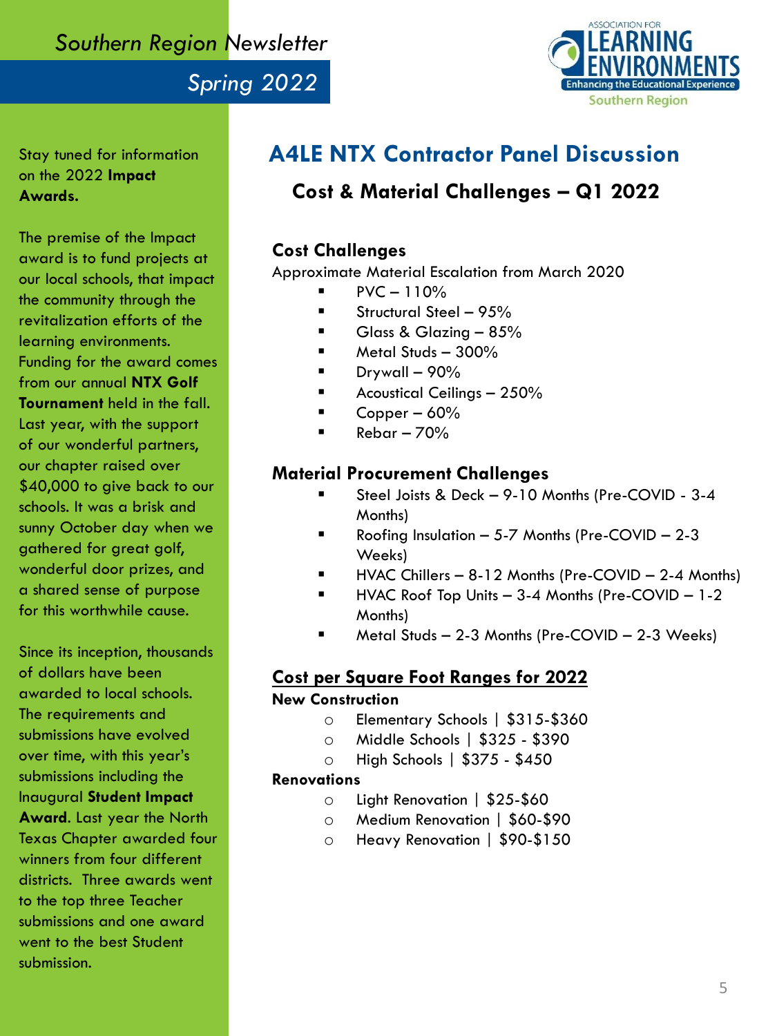# Southern Region Newsletter

## Spring 2022

Stay tuned for information on the 2022 **Impact Awards.**

The premise of the Impact award is to fund projects at our local schools, that impact the community through the revitalization efforts of the learning environments. Funding for the award comes from our annual **NTX Golf Tournament** held in the fall. Last year, with the support of our wonderful partners, our chapter raised over $40,000 to give back to our schools. It was a brisk and sunny October day when we gathered for great golf, wonderful door prizes, and a shared sense of purpose for this worthwhile cause.

Since its inception, thousands of dollars have been awarded to local schools. The requirements and submissions have evolved over time, with this year's submissions including the Inaugural **Student Impact Award**. Last year the North Texas Chapter awarded four winners from four different districts. Three awards went to the top three Teacher submissions and one award went to the best Student submission.

## A4LE NTX Contractor Panel Discussion

### Cost & Material Challenges – Q1 2022

#### Cost Challenges

Approximate Material Escalation from March 2020

- PVC – 110%
- Structural Steel – 95%
- Glass & Glazing – 85%
- Metal Studs – 300%
- Drywall – 90%
- Acoustical Ceilings – 250%
- Copper – 60%
- Rebar – 70%

#### Material Procurement Challenges

- Steel Joists & Deck – 9-10 Months (Pre-COVID - 3-4 Months)
- Roofing Insulation – 5-7 Months (Pre-COVID – 2-3 Weeks)
- HVAC Chillers – 8-12 Months (Pre-COVID – 2-4 Months)
- HVAC Roof Top Units – 3-4 Months (Pre-COVID – 1-2 Months)
- Metal Studs – 2-3 Months (Pre-COVID – 2-3 Weeks)

#### Cost per Square Foot Ranges for 2022

**New Construction**

- Elementary Schools | $315-$360
- Middle Schools | $325 - $390
- High Schools | $375 - $450

**Renovations**

- Light Renovation | $25-$60
- Medium Renovation | $60-$90
- Heavy Renovation | $90-$150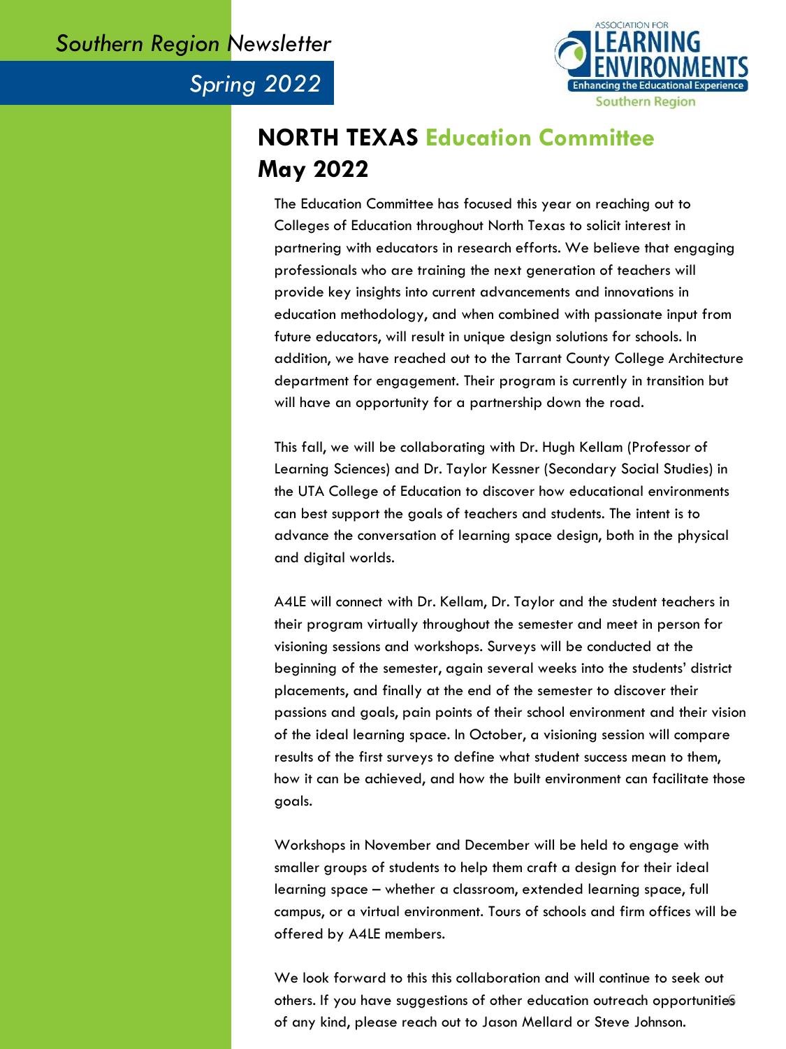## NORTH TEXAS Education Committee May 2022

The Education Committee has focused this year on reaching out to Colleges of Education throughout North Texas to solicit interest in partnering with educators in research efforts. We believe that engaging professionals who are training the next generation of teachers will provide key insights into current advancements and innovations in education methodology, and when combined with passionate input from future educators, will result in unique design solutions for schools. In addition, we have reached out to the Tarrant County College Architecture department for engagement. Their program is currently in transition but will have an opportunity for a partnership down the road.

This fall, we will be collaborating with Dr. Hugh Kellam (Professor of Learning Sciences) and Dr. Taylor Kessner (Secondary Social Studies) in the UTA College of Education to discover how educational environments can best support the goals of teachers and students. The intent is to advance the conversation of learning space design, both in the physical and digital worlds.

A4LE will connect with Dr. Kellam, Dr. Taylor and the student teachers in their program virtually throughout the semester and meet in person for visioning sessions and workshops. Surveys will be conducted at the beginning of the semester, again several weeks into the students' district placements, and finally at the end of the semester to discover their passions and goals, pain points of their school environment and their vision of the ideal learning space. In October, a visioning session will compare results of the first surveys to define what student success mean to them, how it can be achieved, and how the built environment can facilitate those goals.

Workshops in November and December will be held to engage with smaller groups of students to help them craft a design for their ideal learning space – whether a classroom, extended learning space, full campus, or a virtual environment. Tours of schools and firm offices will be offered by A4LE members.

We look forward to this this collaboration and will continue to seek out others. If you have suggestions of other education outreach opportunities of any kind, please reach out to Jason Mellard or Steve Johnson.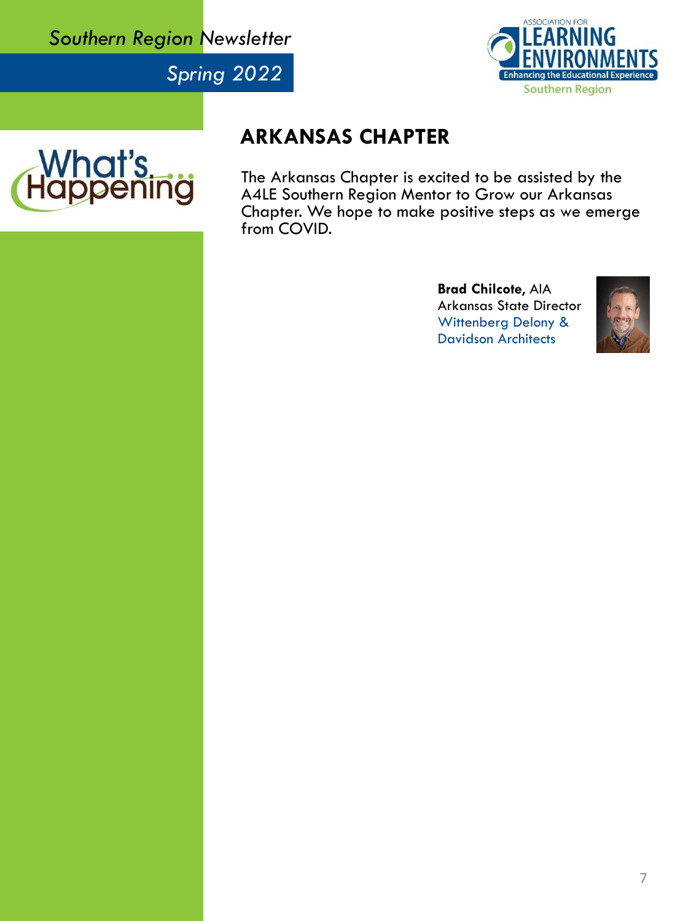## ARKANSAS CHAPTER

The Arkansas Chapter is excited to be assisted by the A4LE Southern Region Mentor to Grow our Arkansas Chapter. We hope to make positive steps as we emerge from COVID.

**Brad Chilcote,** AIA
Arkansas State Director
Wittenberg Delony & Davidson Architects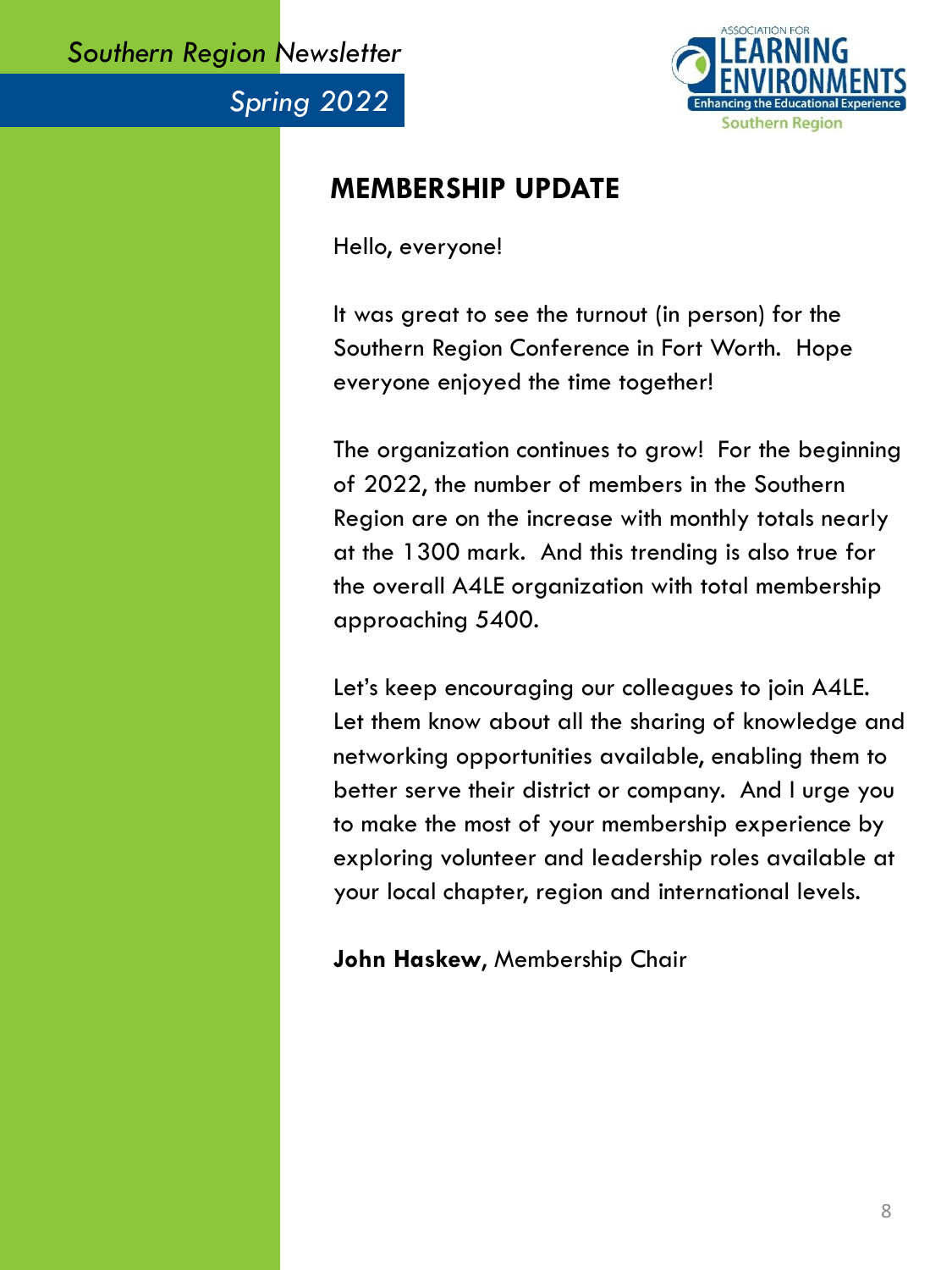## MEMBERSHIP UPDATE

Hello, everyone!

It was great to see the turnout (in person) for the Southern Region Conference in Fort Worth. Hope everyone enjoyed the time together!

The organization continues to grow! For the beginning of 2022, the number of members in the Southern Region are on the increase with monthly totals nearly at the 1300 mark. And this trending is also true for the overall A4LE organization with total membership approaching 5400.

Let's keep encouraging our colleagues to join A4LE. Let them know about all the sharing of knowledge and networking opportunities available, enabling them to better serve their district or company. And I urge you to make the most of your membership experience by exploring volunteer and leadership roles available at your local chapter, region and international levels.

**John Haskew**, Membership Chair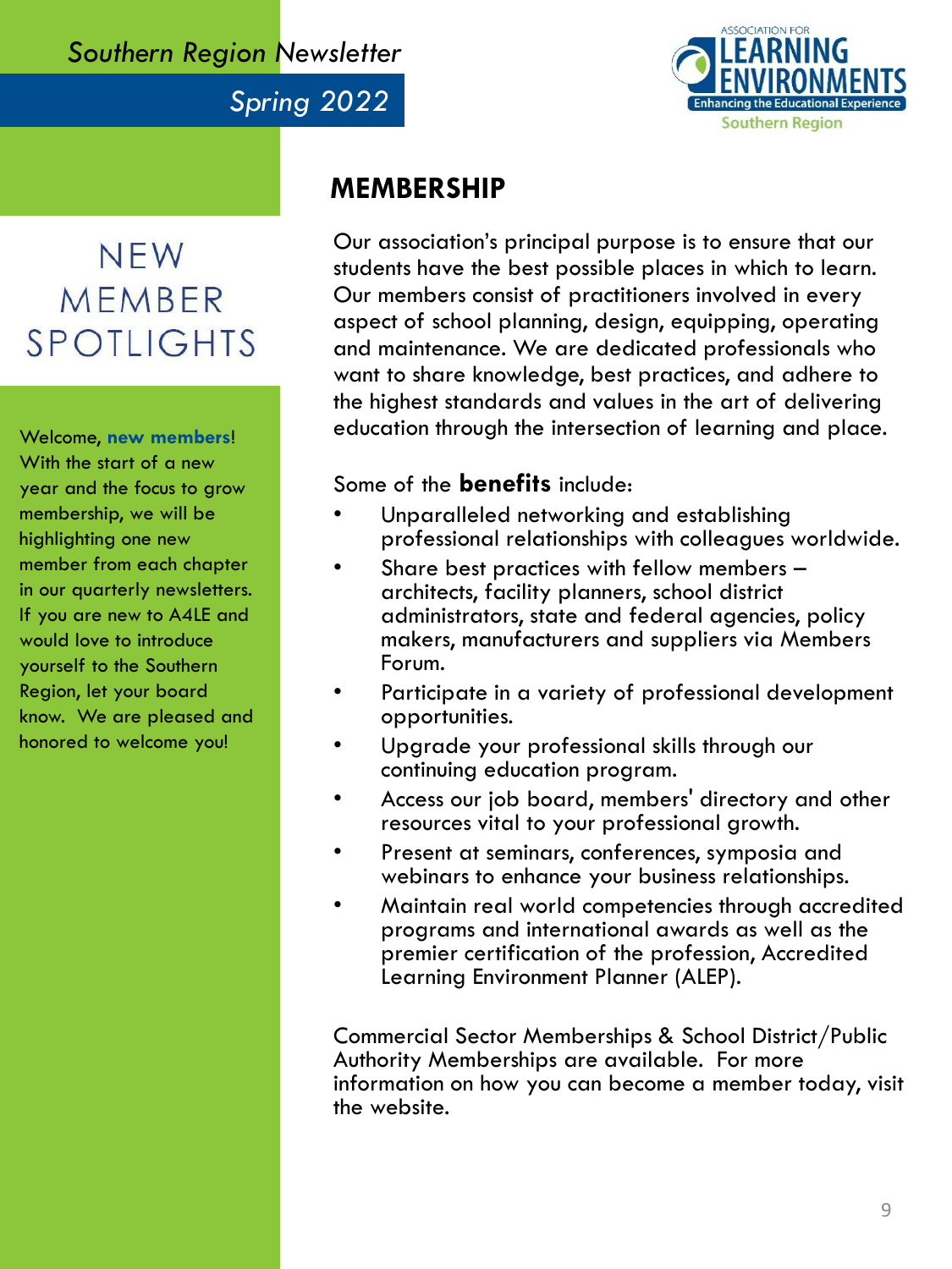Southern Region Newsletter

Spring 2022

ASSOCIATION FOR LEARNING ENVIRONMENTS

Enhancing the Educational Experience

Southern Region

# NEW MEMBER SPOTLIGHTS

Welcome, **new members**! With the start of a new year and the focus to grow membership, we will be highlighting one new member from each chapter in our quarterly newsletters. If you are new to A4LE and would love to introduce yourself to the Southern Region, let your board know. We are pleased and honored to welcome you!

## MEMBERSHIP

Our association's principal purpose is to ensure that our students have the best possible places in which to learn. Our members consist of practitioners involved in every aspect of school planning, design, equipping, operating and maintenance. We are dedicated professionals who want to share knowledge, best practices, and adhere to the highest standards and values in the art of delivering education through the intersection of learning and place.

Some of the **benefits** include:

- Unparalleled networking and establishing professional relationships with colleagues worldwide.
- Share best practices with fellow members – architects, facility planners, school district administrators, state and federal agencies, policy makers, manufacturers and suppliers via Members Forum.
- Participate in a variety of professional development opportunities.
- Upgrade your professional skills through our continuing education program.
- Access our job board, members' directory and other resources vital to your professional growth.
- Present at seminars, conferences, symposia and webinars to enhance your business relationships.
- Maintain real world competencies through accredited programs and international awards as well as the premier certification of the profession, Accredited Learning Environment Planner (ALEP).

Commercial Sector Memberships & School District/Public Authority Memberships are available. For more information on how you can become a member today, visit the website.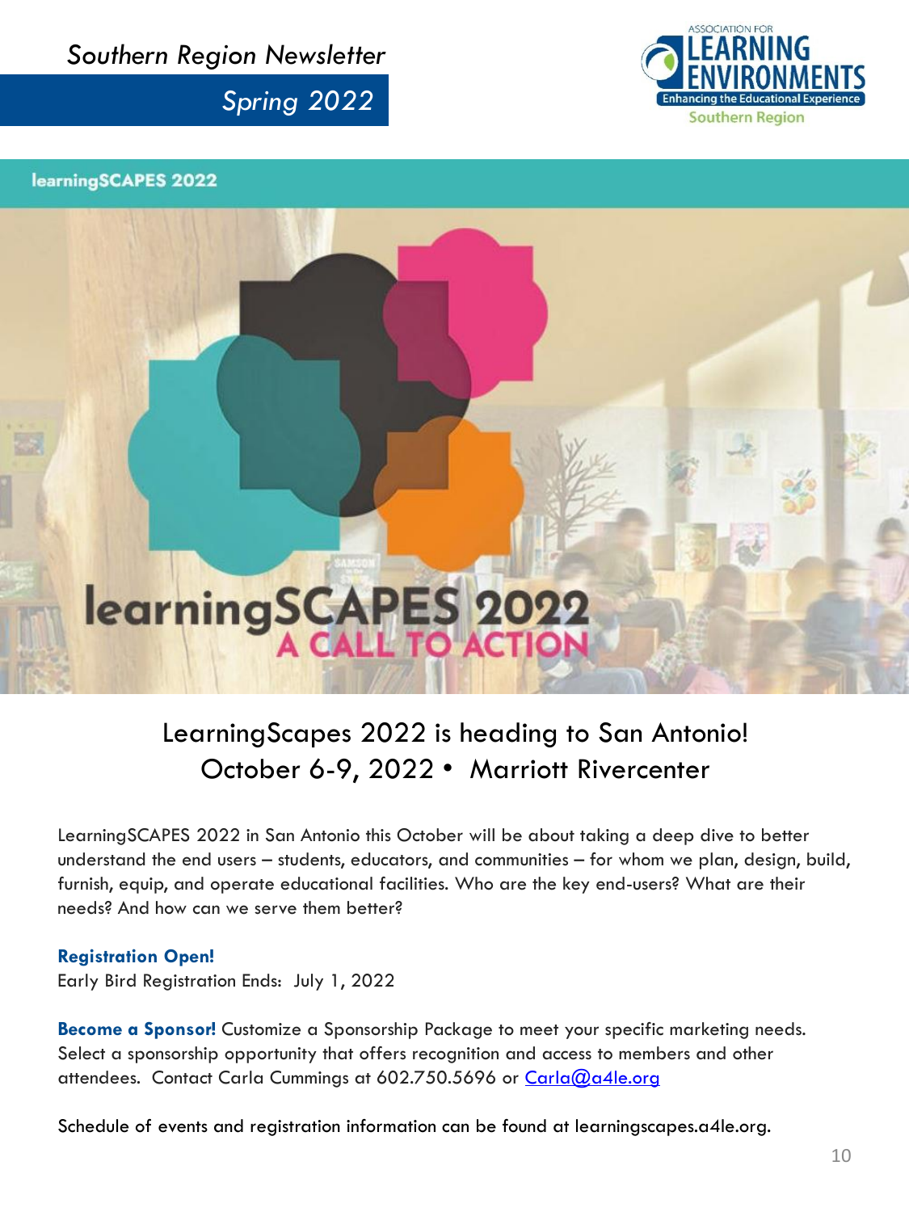*Southern Region Newsletter*

*Spring 2022*

## learningSCAPES 2022

learningSCAPES 2022
A CALL TO ACTION

## LearningScapes 2022 is heading to San Antonio!
## October 6-9, 2022 • Marriott Rivercenter

LearningSCAPES 2022 in San Antonio this October will be about taking a deep dive to better understand the end users – students, educators, and communities – for whom we plan, design, build, furnish, equip, and operate educational facilities. Who are the key end-users? What are their needs? And how can we serve them better?

**Registration Open!**
Early Bird Registration Ends: July 1, 2022

**Become a Sponsor!** Customize a Sponsorship Package to meet your specific marketing needs. Select a sponsorship opportunity that offers recognition and access to members and other attendees. Contact Carla Cummings at 602.750.5696 or Carla@a4le.org

Schedule of events and registration information can be found at learningscapes.a4le.org.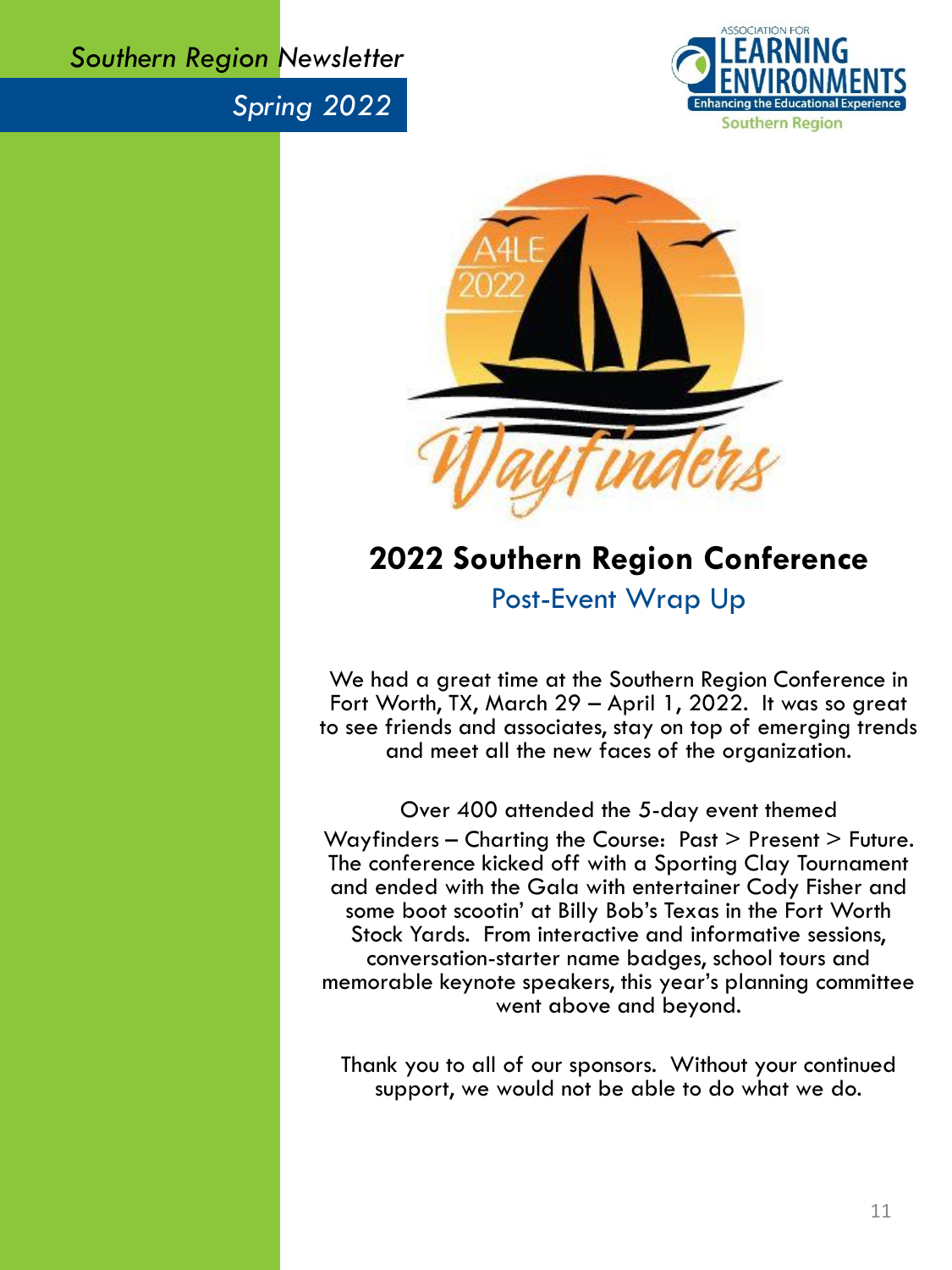*Southern Region Newsletter*

*Spring 2022*

## 2022 Southern Region Conference

### Post-Event Wrap Up

We had a great time at the Southern Region Conference in Fort Worth, TX, March 29 – April 1, 2022. It was so great to see friends and associates, stay on top of emerging trends and meet all the new faces of the organization.

Over 400 attended the 5-day event themed Wayfinders – Charting the Course: Past > Present > Future. The conference kicked off with a Sporting Clay Tournament and ended with the Gala with entertainer Cody Fisher and some boot scootin' at Billy Bob's Texas in the Fort Worth Stock Yards. From interactive and informative sessions, conversation-starter name badges, school tours and memorable keynote speakers, this year's planning committee went above and beyond.

Thank you to all of our sponsors. Without your continued support, we would not be able to do what we do.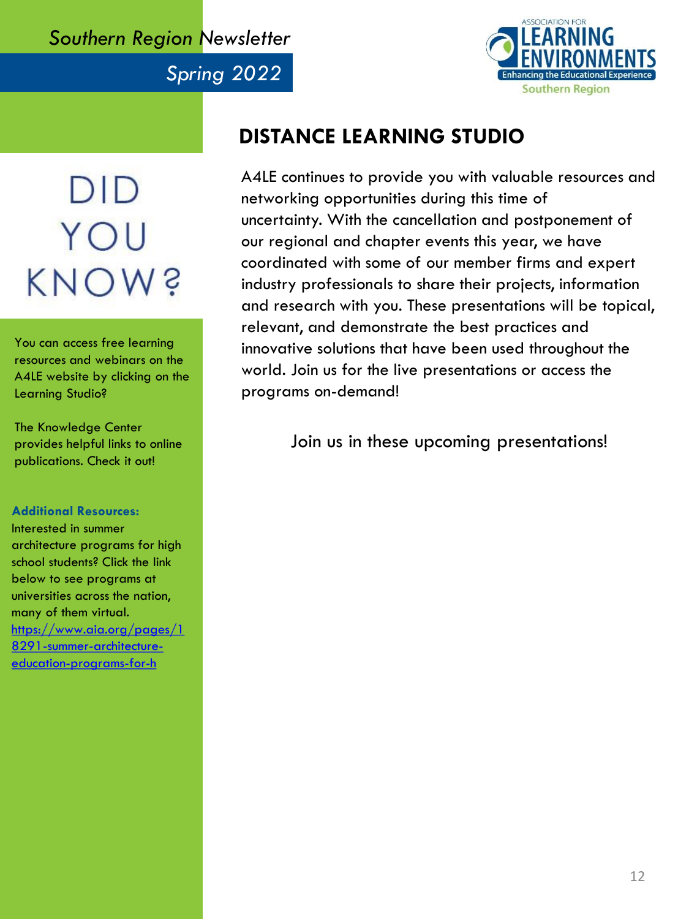# DISTANCE LEARNING STUDIO

A4LE continues to provide you with valuable resources and networking opportunities during this time of uncertainty. With the cancellation and postponement of our regional and chapter events this year, we have coordinated with some of our member firms and expert industry professionals to share their projects, information and research with you. These presentations will be topical, relevant, and demonstrate the best practices and innovative solutions that have been used throughout the world. Join us for the live presentations or access the programs on-demand!

Join us in these upcoming presentations!

## DID YOU KNOW?

You can access free learning resources and webinars on the A4LE website by clicking on the Learning Studio?

The Knowledge Center provides helpful links to online publications. Check it out!

**Additional Resources:**
Interested in summer architecture programs for high school students? Click the link below to see programs at universities across the nation, many of them virtual.
https://www.aia.org/pages/18291-summer-architecture-education-programs-for-h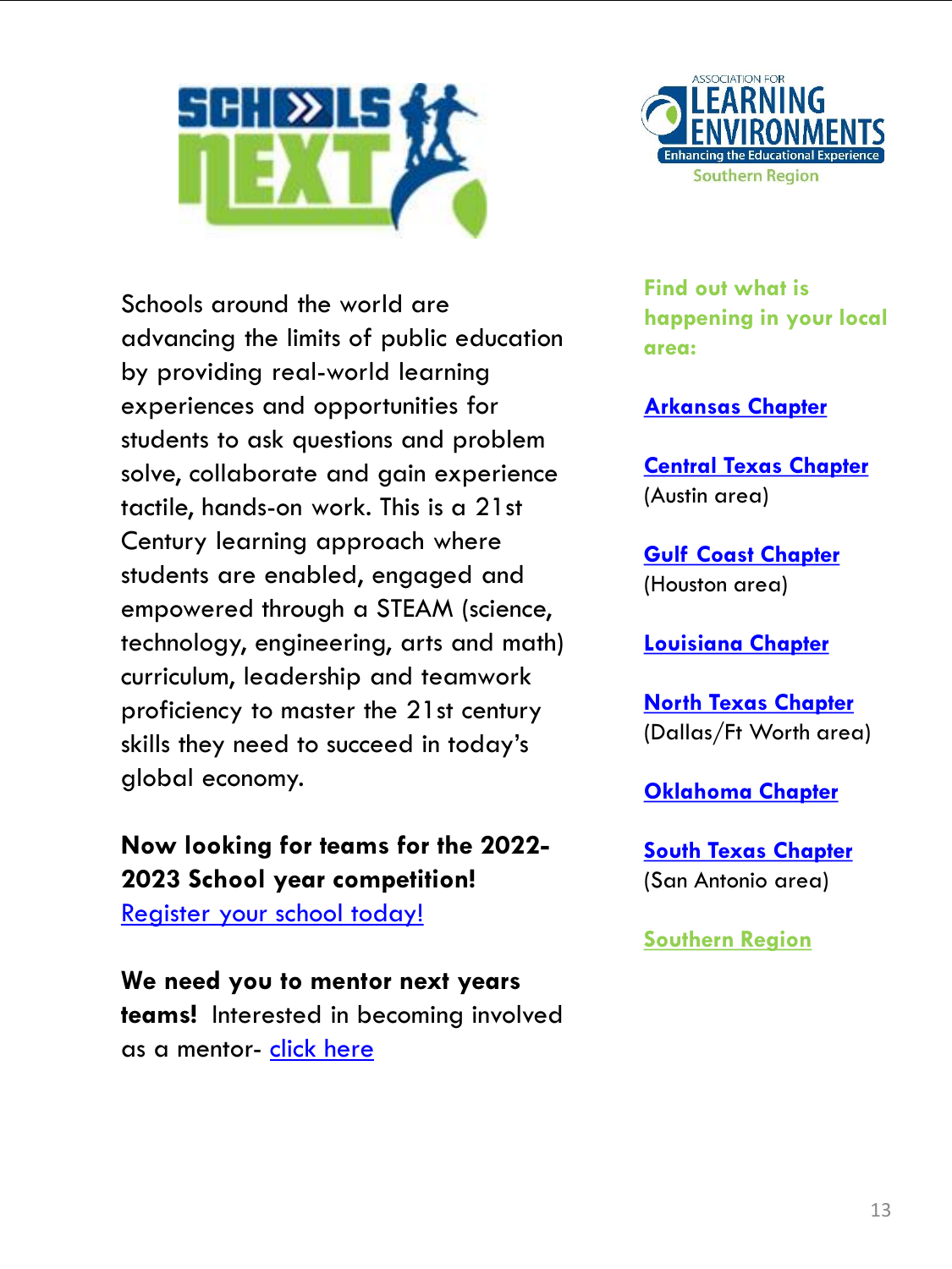Schools around the world are advancing the limits of public education by providing real-world learning experiences and opportunities for students to ask questions and problem solve, collaborate and gain experience tactile, hands-on work. This is a 21st Century learning approach where students are enabled, engaged and empowered through a STEAM (science, technology, engineering, arts and math) curriculum, leadership and teamwork proficiency to master the 21st century skills they need to succeed in today's global economy.

**Now looking for teams for the 2022-2023 School year competition!**
Register your school today!

**We need you to mentor next years teams!** Interested in becoming involved as a mentor- click here

**Find out what is happening in your local area:**

**Arkansas Chapter**

**Central Texas Chapter**
(Austin area)

**Gulf Coast Chapter**
(Houston area)

**Louisiana Chapter**

**North Texas Chapter**
(Dallas/Ft Worth area)

**Oklahoma Chapter**

**South Texas Chapter**
(San Antonio area)

**Southern Region**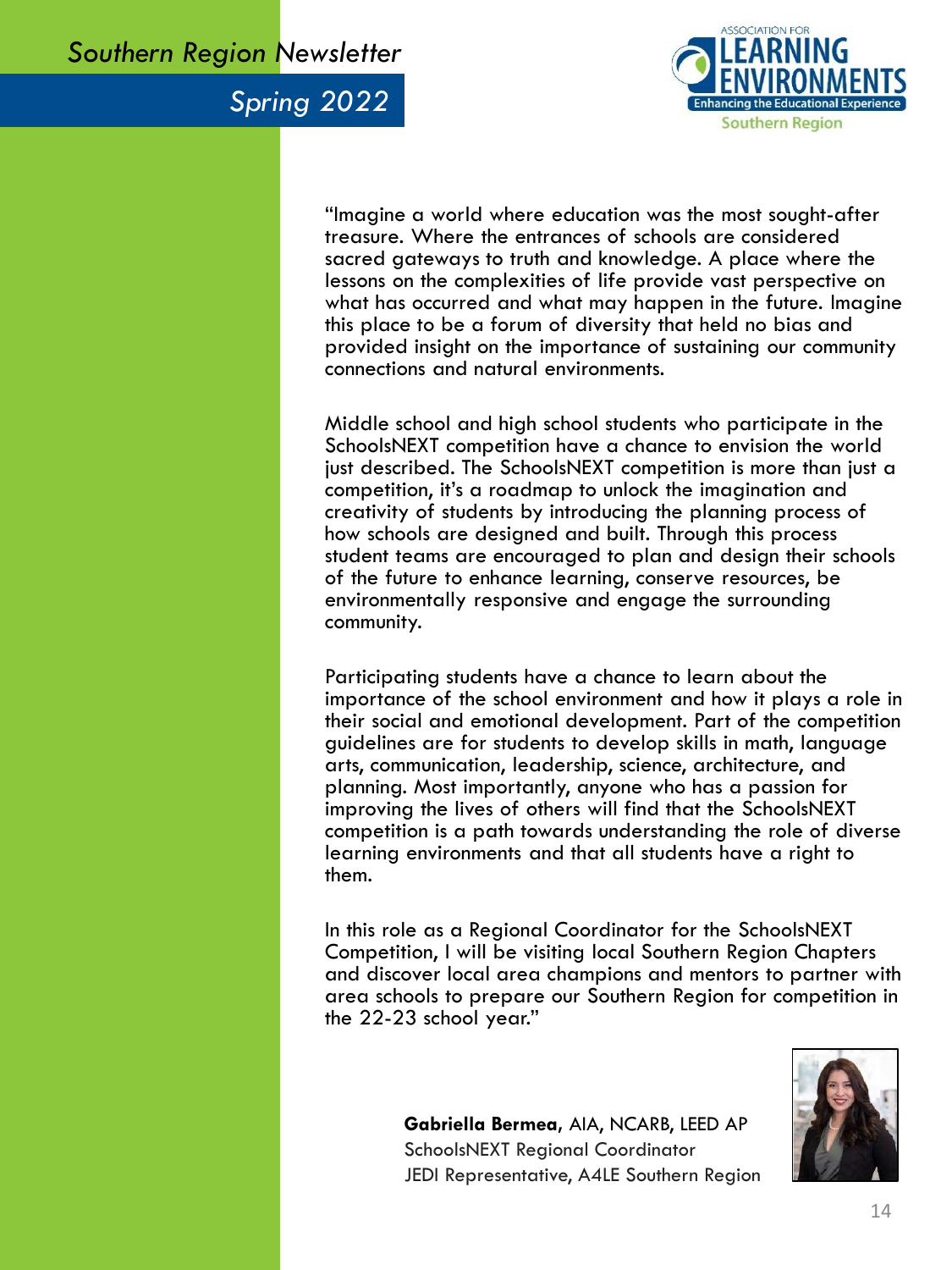"Imagine a world where education was the most sought-after treasure. Where the entrances of schools are considered sacred gateways to truth and knowledge. A place where the lessons on the complexities of life provide vast perspective on what has occurred and what may happen in the future. Imagine this place to be a forum of diversity that held no bias and provided insight on the importance of sustaining our community connections and natural environments.

Middle school and high school students who participate in the SchoolsNEXT competition have a chance to envision the world just described. The SchoolsNEXT competition is more than just a competition, it's a roadmap to unlock the imagination and creativity of students by introducing the planning process of how schools are designed and built. Through this process student teams are encouraged to plan and design their schools of the future to enhance learning, conserve resources, be environmentally responsive and engage the surrounding community.

Participating students have a chance to learn about the importance of the school environment and how it plays a role in their social and emotional development. Part of the competition guidelines are for students to develop skills in math, language arts, communication, leadership, science, architecture, and planning. Most importantly, anyone who has a passion for improving the lives of others will find that the SchoolsNEXT competition is a path towards understanding the role of diverse learning environments and that all students have a right to them.

In this role as a Regional Coordinator for the SchoolsNEXT Competition, I will be visiting local Southern Region Chapters and discover local area champions and mentors to partner with area schools to prepare our Southern Region for competition in the 22-23 school year."

**Gabriella Bermea**, AIA, NCARB, LEED AP
SchoolsNEXT Regional Coordinator
JEDI Representative, A4LE Southern Region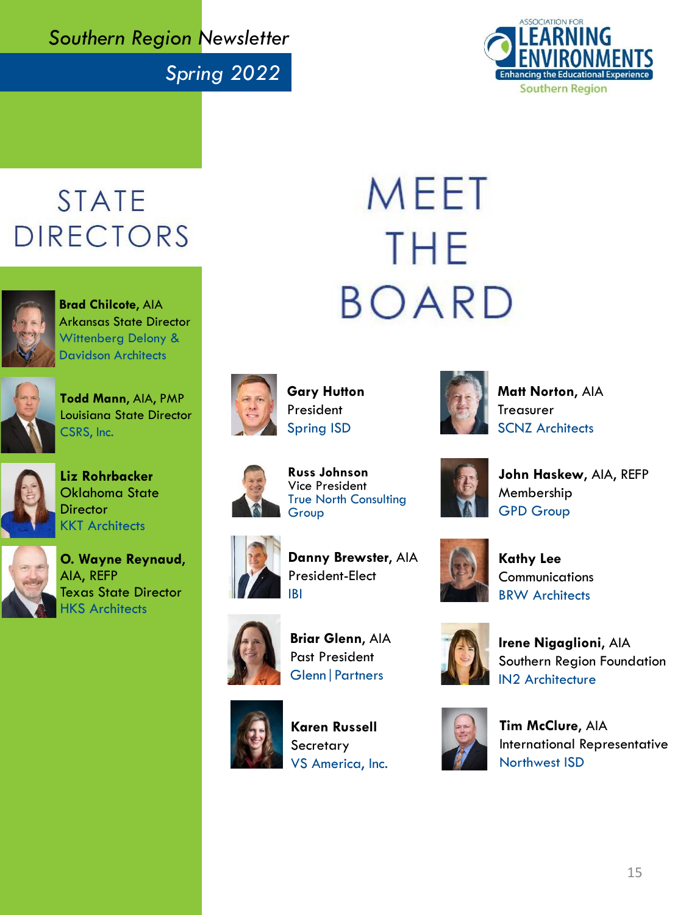*Southern Region Newsletter*

*Spring 2022*

Association for Learning Environments
Enhancing the Educational Experience
Southern Region

# STATE DIRECTORS

**Brad Chilcote**, AIA
Arkansas State Director
Wittenberg Delony & Davidson Architects

**Todd Mann**, AIA, PMP
Louisiana State Director
CSRS, Inc.

**Liz Rohrbacker**
Oklahoma State Director
KKT Architects

**O. Wayne Reynaud**, AIA, REFP
Texas State Director
HKS Architects

# MEET THE BOARD

**Gary Hutton**
President
Spring ISD

**Russ Johnson**
Vice President
True North Consulting Group

**Danny Brewster**, AIA
President-Elect
IBI

**Briar Glenn**, AIA
Past President
Glenn | Partners

**Karen Russell**
Secretary
VS America, Inc.

**Matt Norton**, AIA
Treasurer
SCNZ Architects

**John Haskew**, AIA, REFP
Membership
GPD Group

**Kathy Lee**
Communications
BRW Architects

**Irene Nigaglioni**, AIA
Southern Region Foundation
IN2 Architecture

**Tim McClure**, AIA
International Representative
Northwest ISD